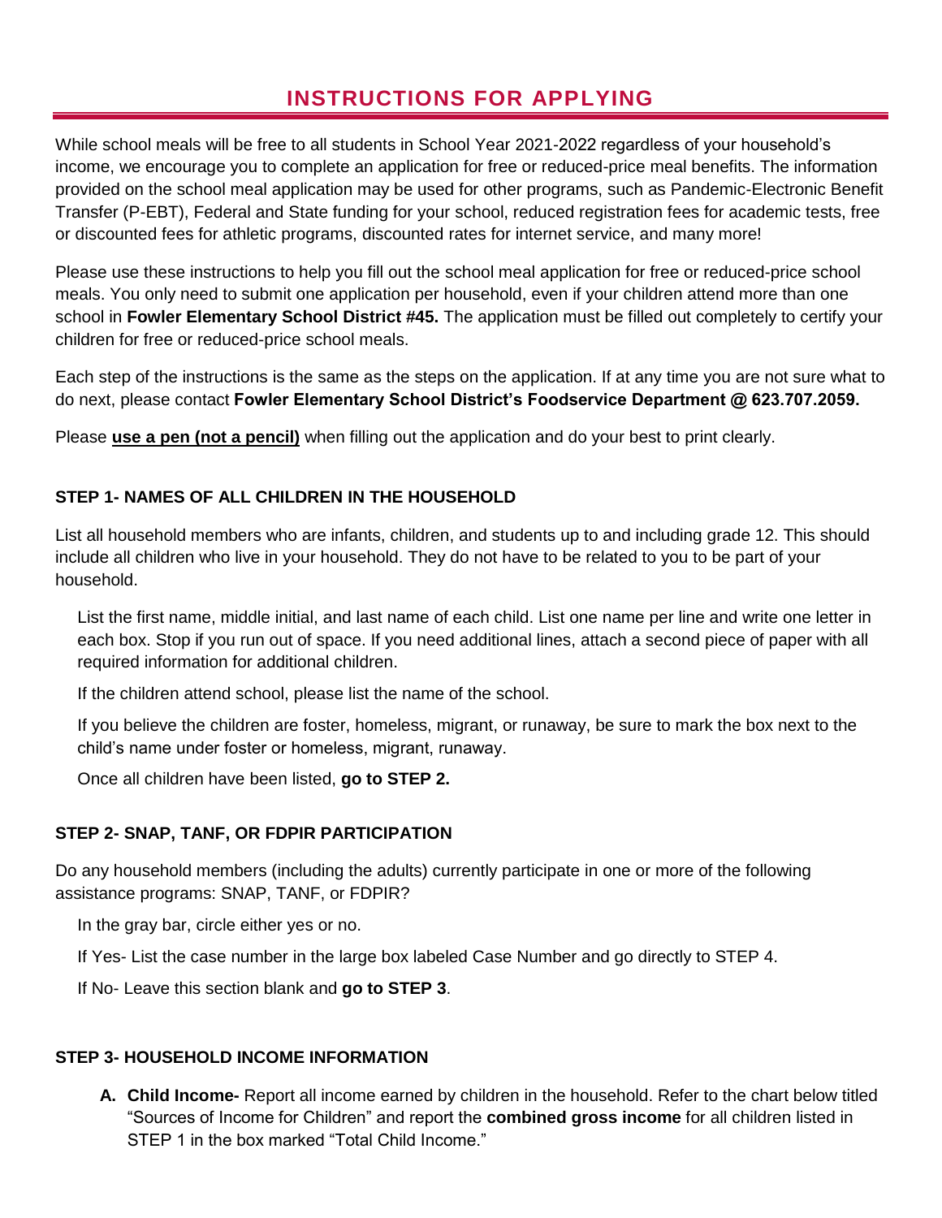# INSTRUCTIONS FOR APPLYING

While school meals will be free to all students in School Year 2021-2022 regardless of your household's income, we encourage you to complete an application for free or reduced-price meal benefits. The information provided on the school meal application may be used for other programs, such as Pandemic-Electronic Benefit Transfer (P-EBT), Federal and State funding for your school, reduced registration fees for academic tests, free or discounted fees for athletic programs, discounted rates for internet service, and many more!

Please use these instructions to help you fill out the school meal application for free or reduced-price school meals. You only need to submit one application per household, even if your children attend more than one school in **Fowler Elementary School District #45.** The application must be filled out completely to certify your children for free or reduced-price school meals.

Each step of the instructions is the same as the steps on the application. If at any time you are not sure what to do next, please contact **Fowler Elementary School District's Foodservice Department @ 623.707.2059.**

Please **use a pen (not a pencil)** when filling out the application and do your best to print clearly.

### STEP 1- NAMES OF ALL CHILDREN IN THE HOUSEHOLD

List all household members who are infants, children, and students up to and including grade 12. This should include all children who live in your household. They do not have to be related to you to be part of your household.

List the first name, middle initial, and last name of each child. List one name per line and write one letter in each box. Stop if you run out of space. If you need additional lines, attach a second piece of paper with all required information for additional children.

If the children attend school, please list the name of the school.

If you believe the children are foster, homeless, migrant, or runaway, be sure to mark the box next to the child's name under foster or homeless, migrant, runaway.

Once all children have been listed, **go to STEP 2.**

### STEP 2- SNAP, TANF, OR FDPIR PARTICIPATION

Do any household members (including the adults) currently participate in one or more of the following assistance programs: SNAP, TANF, or FDPIR?

In the gray bar, circle either yes or no.

If Yes- List the case number in the large box labeled Case Number and go directly to STEP 4.

If No- Leave this section blank and **go to STEP 3**.

### STEP 3- HOUSEHOLD INCOME INFORMATION

**A. Child Income-** Report all income earned by children in the household. Refer to the chart below titled "Sources of Income for Children" and report the **combined gross income** for all children listed in STEP 1 in the box marked "Total Child Income."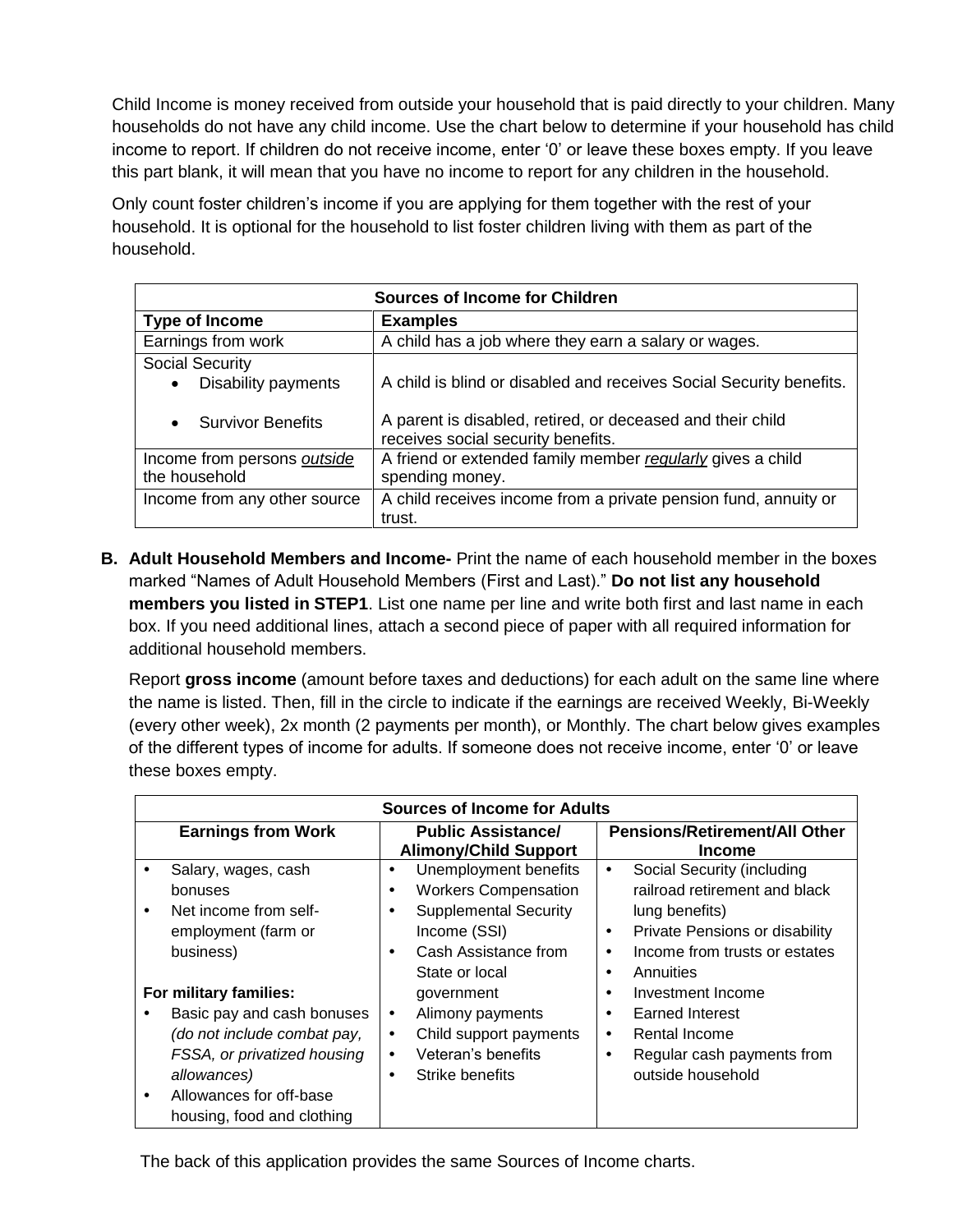Child Income is money received from outside your household that is paid directly to your children. Many households do not have any child income. Use the chart below to determine if your household has child income to report. If children do not receive income, enter '0' or leave these boxes empty. If you leave this part blank, it will mean that you have no income to report for any children in the household.

Only count foster children's income if you are applying for them together with the rest of your household. It is optional for the household to list foster children living with them as part of the household.

| Sources of Income for Children | |
|---|---|
| **Type of Income** | **Examples** |
| Earnings from work | A child has a job where they earn a salary or wages. |
| Social Security<br>• Disability payments<br>• Survivor Benefits | A child is blind or disabled and receives Social Security benefits.<br>A parent is disabled, retired, or deceased and their child receives social security benefits. |
| Income from persons *outside* the household | A friend or extended family member *regularly* gives a child spending money. |
| Income from any other source | A child receives income from a private pension fund, annuity or trust. |

**B. Adult Household Members and Income-** Print the name of each household member in the boxes marked "Names of Adult Household Members (First and Last)." **Do not list any household members you listed in STEP1**. List one name per line and write both first and last name in each box. If you need additional lines, attach a second piece of paper with all required information for additional household members.

Report **gross income** (amount before taxes and deductions) for each adult on the same line where the name is listed. Then, fill in the circle to indicate if the earnings are received Weekly, Bi-Weekly (every other week), 2x month (2 payments per month), or Monthly. The chart below gives examples of the different types of income for adults. If someone does not receive income, enter '0' or leave these boxes empty.

| Sources of Income for Adults | | |
|---|---|---|
| **Earnings from Work** | **Public Assistance/ Alimony/Child Support** | **Pensions/Retirement/All Other Income** |
| • Salary, wages, cash bonuses<br>• Net income from self-employment (farm or business)<br><br>**For military families:**<br>• Basic pay and cash bonuses *(do not include combat pay, FSSA, or privatized housing allowances)*<br>• Allowances for off-base housing, food and clothing | • Unemployment benefits<br>• Workers Compensation<br>• Supplemental Security Income (SSI)<br>• Cash Assistance from State or local government<br>• Alimony payments<br>• Child support payments<br>• Veteran's benefits<br>• Strike benefits | • Social Security (including railroad retirement and black lung benefits)<br>• Private Pensions or disability<br>• Income from trusts or estates<br>• Annuities<br>• Investment Income<br>• Earned Interest<br>• Rental Income<br>• Regular cash payments from outside household |

The back of this application provides the same Sources of Income charts.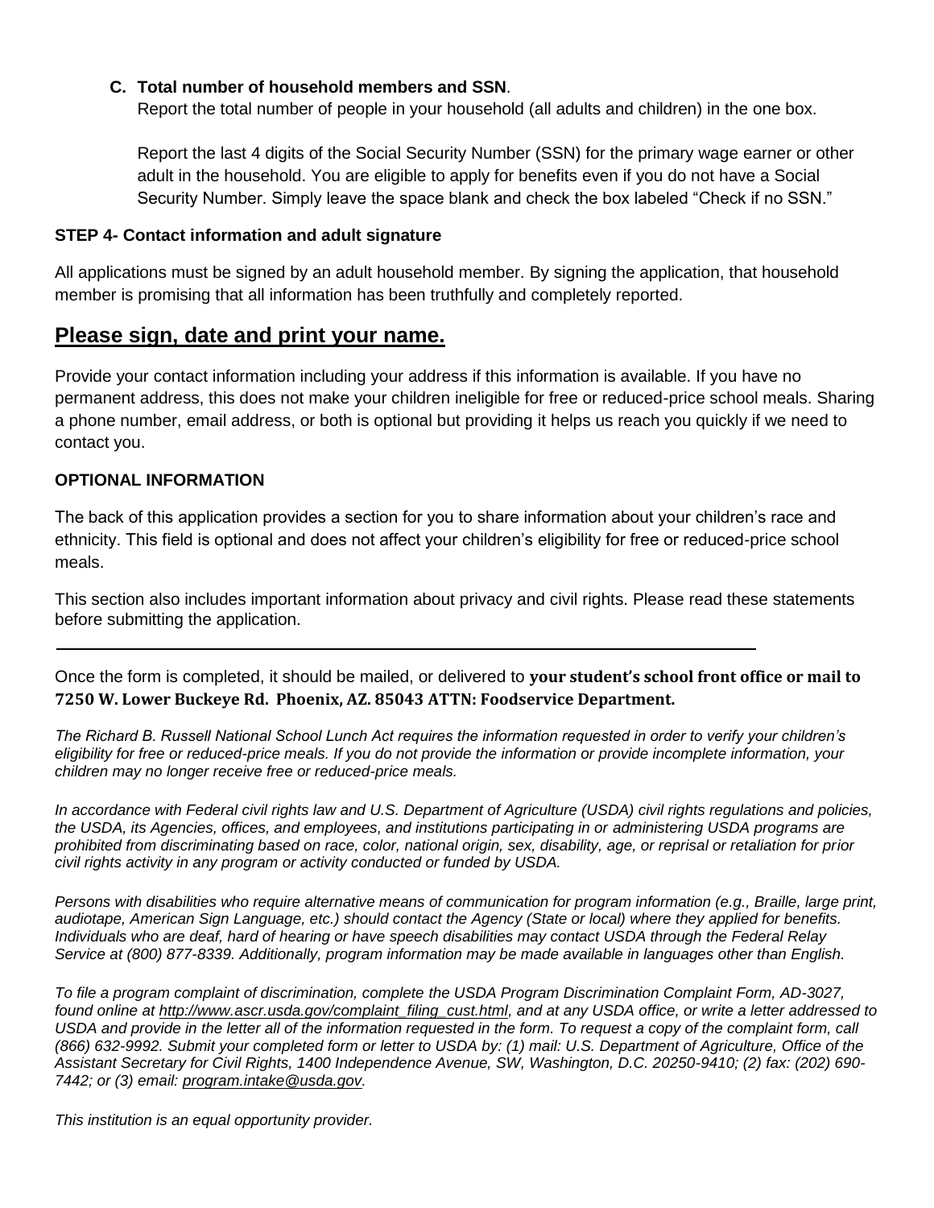**C. Total number of household members and SSN**.

Report the total number of people in your household (all adults and children) in the one box.

Report the last 4 digits of the Social Security Number (SSN) for the primary wage earner or other adult in the household. You are eligible to apply for benefits even if you do not have a Social Security Number. Simply leave the space blank and check the box labeled "Check if no SSN."

**STEP 4- Contact information and adult signature**

All applications must be signed by an adult household member. By signing the application, that household member is promising that all information has been truthfully and completely reported.

## Please sign, date and print your name.

Provide your contact information including your address if this information is available. If you have no permanent address, this does not make your children ineligible for free or reduced-price school meals. Sharing a phone number, email address, or both is optional but providing it helps us reach you quickly if we need to contact you.

**OPTIONAL INFORMATION**

The back of this application provides a section for you to share information about your children's race and ethnicity. This field is optional and does not affect your children's eligibility for free or reduced-price school meals.

This section also includes important information about privacy and civil rights. Please read these statements before submitting the application.

---

Once the form is completed, it should be mailed, or delivered to **your student's school front office or mail to 7250 W. Lower Buckeye Rd. Phoenix, AZ. 85043 ATTN: Foodservice Department.**

*The Richard B. Russell National School Lunch Act requires the information requested in order to verify your children's eligibility for free or reduced-price meals. If you do not provide the information or provide incomplete information, your children may no longer receive free or reduced-price meals.*

*In accordance with Federal civil rights law and U.S. Department of Agriculture (USDA) civil rights regulations and policies, the USDA, its Agencies, offices, and employees, and institutions participating in or administering USDA programs are prohibited from discriminating based on race, color, national origin, sex, disability, age, or reprisal or retaliation for prior civil rights activity in any program or activity conducted or funded by USDA.*

*Persons with disabilities who require alternative means of communication for program information (e.g., Braille, large print, audiotape, American Sign Language, etc.) should contact the Agency (State or local) where they applied for benefits. Individuals who are deaf, hard of hearing or have speech disabilities may contact USDA through the Federal Relay Service at (800) 877-8339. Additionally, program information may be made available in languages other than English.*

*To file a program complaint of discrimination, complete the USDA Program Discrimination Complaint Form, AD-3027, found online at http://www.ascr.usda.gov/complaint_filing_cust.html, and at any USDA office, or write a letter addressed to USDA and provide in the letter all of the information requested in the form. To request a copy of the complaint form, call (866) 632-9992. Submit your completed form or letter to USDA by: (1) mail: U.S. Department of Agriculture, Office of the Assistant Secretary for Civil Rights, 1400 Independence Avenue, SW, Washington, D.C. 20250-9410; (2) fax: (202) 690-7442; or (3) email: program.intake@usda.gov.*

*This institution is an equal opportunity provider.*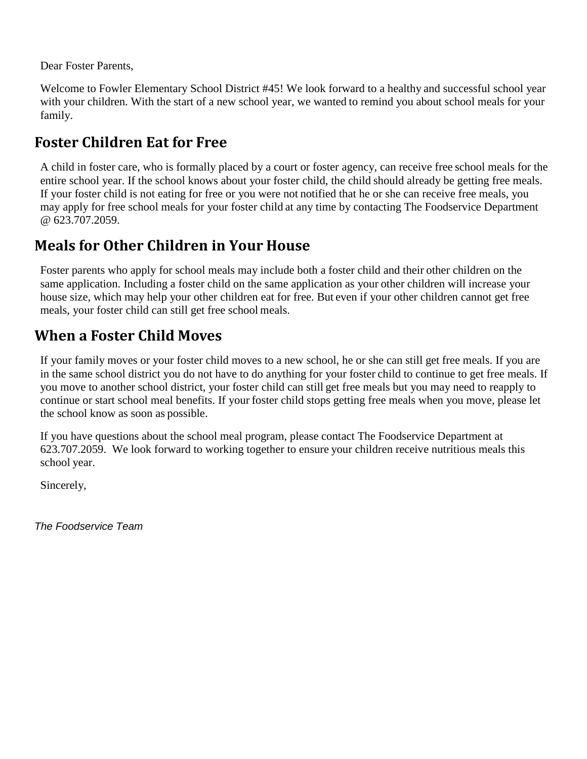Dear Foster Parents,

Welcome to Fowler Elementary School District #45! We look forward to a healthy and successful school year with your children. With the start of a new school year, we wanted to remind you about school meals for your family.

## Foster Children Eat for Free

A child in foster care, who is formally placed by a court or foster agency, can receive free school meals for the entire school year. If the school knows about your foster child, the child should already be getting free meals. If your foster child is not eating for free or you were not notified that he or she can receive free meals, you may apply for free school meals for your foster child at any time by contacting The Foodservice Department @ 623.707.2059.

## Meals for Other Children in Your House

Foster parents who apply for school meals may include both a foster child and their other children on the same application. Including a foster child on the same application as your other children will increase your house size, which may help your other children eat for free. But even if your other children cannot get free meals, your foster child can still get free school meals.

## When a Foster Child Moves

If your family moves or your foster child moves to a new school, he or she can still get free meals. If you are in the same school district you do not have to do anything for your foster child to continue to get free meals. If you move to another school district, your foster child can still get free meals but you may need to reapply to continue or start school meal benefits. If your foster child stops getting free meals when you move, please let the school know as soon as possible.

If you have questions about the school meal program, please contact The Foodservice Department at 623.707.2059. We look forward to working together to ensure your children receive nutritious meals this school year.

Sincerely,

*The Foodservice Team*